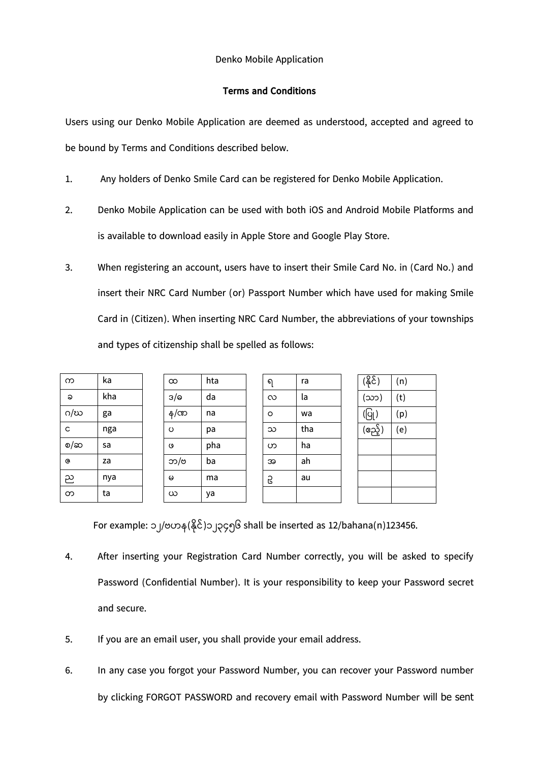Denko Mobile Application

**Terms and Conditions**

Users using our Denko Mobile Application are deemed as understood, accepted and agreed to be bound by Terms and Conditions described below.

1. Any holders of Denko Smile Card can be registered for Denko Mobile Application.

2. Denko Mobile Application can be used with both iOS and Android Mobile Platforms and is available to download easily in Apple Store and Google Play Store.

3. When registering an account, users have to insert their Smile Card No. in (Card No.) and insert their NRC Card Number (or) Passport Number which have used for making Smile Card in (Citizen). When inserting NRC Card Number, the abbreviations of your townships and types of citizenship shall be spelled as follows:

| | | | | | | | | | | |
|---|---|---|---|---|---|---|---|---|---|---|
| က | ka | | ထ | hta | | ရ | ra | | (နိုင်) | (n) |
| ခ | kha | | ဒ/ဓ | da | | လ | la | | (သာ) | (t) |
| ဂ/ဃ | ga | | န/ဏ | na | | ဝ | wa | | (ပြု) | (p) |
| င | nga | | ပ | pa | | သ | tha | | (ဧည့်) | (e) |
| စ/ဆ | sa | | ဖ | pha | | ဟ | ha | | | |
| ဇ | za | | ဘ/ဗ | ba | | အ | ah | | | |
| ည | nya | | မ | ma | | ဥ | au | | | |
| တ | ta | | ယ | ya | | | | | | |

For example: ၁၂/ဗဟန(နိုင်)၁၂၃၄၅၆ shall be inserted as 12/bahana(n)123456.

4. After inserting your Registration Card Number correctly, you will be asked to specify Password (Confidential Number). It is your responsibility to keep your Password secret and secure.

5. If you are an email user, you shall provide your email address.

6. In any case you forgot your Password Number, you can recover your Password number by clicking FORGOT PASSWORD and recovery email with Password Number will be sent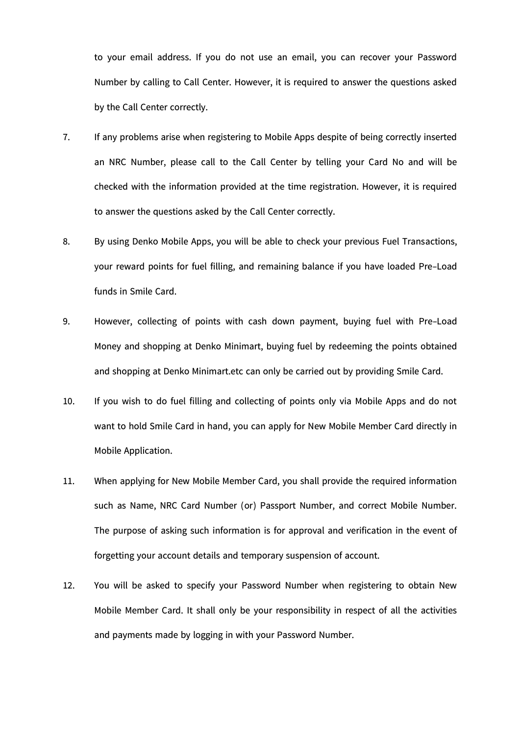to your email address. If you do not use an email, you can recover your Password Number by calling to Call Center. However, it is required to answer the questions asked by the Call Center correctly.

7. If any problems arise when registering to Mobile Apps despite of being correctly inserted an NRC Number, please call to the Call Center by telling your Card No and will be checked with the information provided at the time registration. However, it is required to answer the questions asked by the Call Center correctly.

8. By using Denko Mobile Apps, you will be able to check your previous Fuel Transactions, your reward points for fuel filling, and remaining balance if you have loaded Pre-Load funds in Smile Card.

9. However, collecting of points with cash down payment, buying fuel with Pre-Load Money and shopping at Denko Minimart, buying fuel by redeeming the points obtained and shopping at Denko Minimart.etc can only be carried out by providing Smile Card.

10. If you wish to do fuel filling and collecting of points only via Mobile Apps and do not want to hold Smile Card in hand, you can apply for New Mobile Member Card directly in Mobile Application.

11. When applying for New Mobile Member Card, you shall provide the required information such as Name, NRC Card Number (or) Passport Number, and correct Mobile Number. The purpose of asking such information is for approval and verification in the event of forgetting your account details and temporary suspension of account.

12. You will be asked to specify your Password Number when registering to obtain New Mobile Member Card. It shall only be your responsibility in respect of all the activities and payments made by logging in with your Password Number.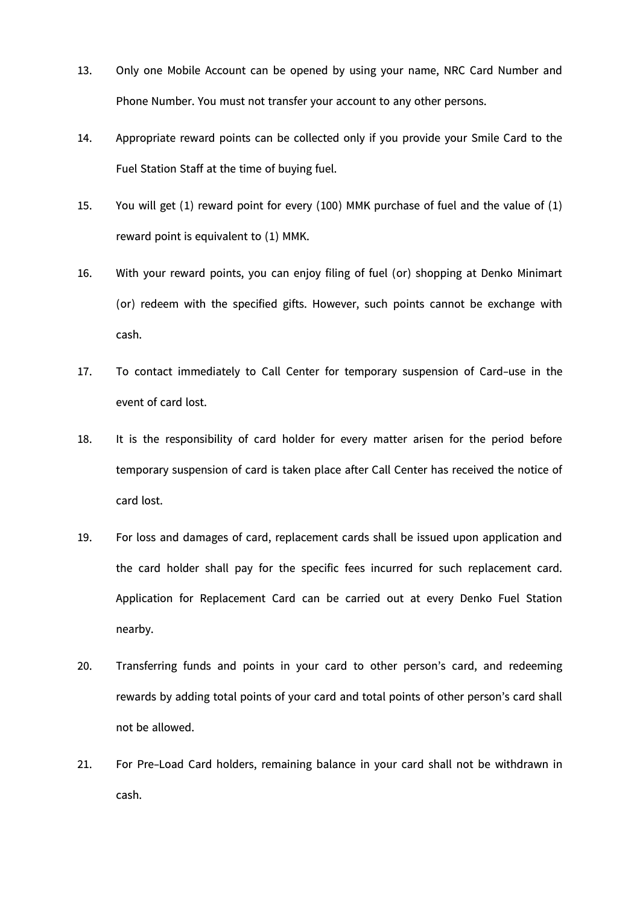13. Only one Mobile Account can be opened by using your name, NRC Card Number and Phone Number. You must not transfer your account to any other persons.

14. Appropriate reward points can be collected only if you provide your Smile Card to the Fuel Station Staff at the time of buying fuel.

15. You will get (1) reward point for every (100) MMK purchase of fuel and the value of (1) reward point is equivalent to (1) MMK.

16. With your reward points, you can enjoy filing of fuel (or) shopping at Denko Minimart (or) redeem with the specified gifts. However, such points cannot be exchange with cash.

17. To contact immediately to Call Center for temporary suspension of Card-use in the event of card lost.

18. It is the responsibility of card holder for every matter arisen for the period before temporary suspension of card is taken place after Call Center has received the notice of card lost.

19. For loss and damages of card, replacement cards shall be issued upon application and the card holder shall pay for the specific fees incurred for such replacement card. Application for Replacement Card can be carried out at every Denko Fuel Station nearby.

20. Transferring funds and points in your card to other person's card, and redeeming rewards by adding total points of your card and total points of other person's card shall not be allowed.

21. For Pre-Load Card holders, remaining balance in your card shall not be withdrawn in cash.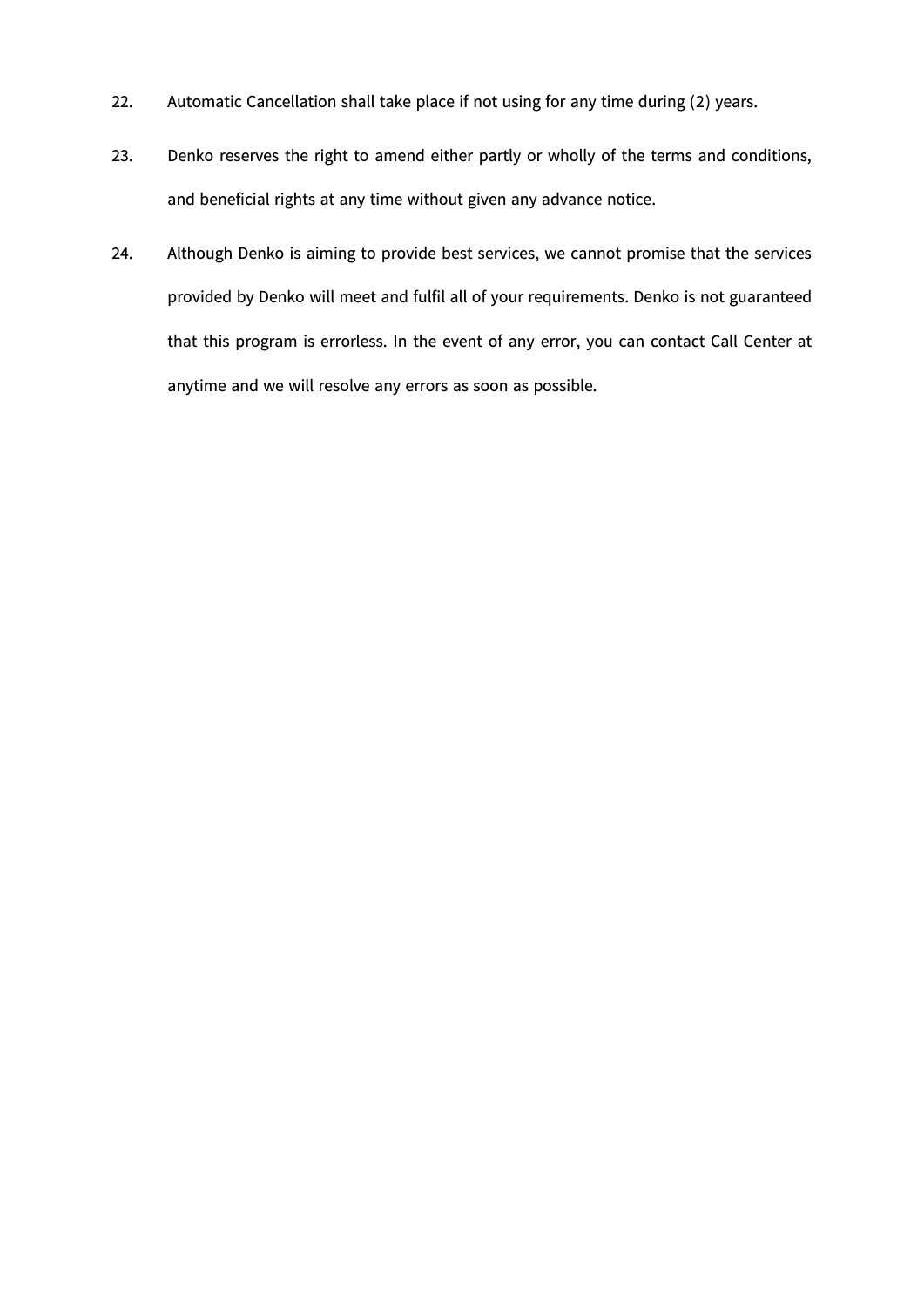22. Automatic Cancellation shall take place if not using for any time during (2) years.

23. Denko reserves the right to amend either partly or wholly of the terms and conditions, and beneficial rights at any time without given any advance notice.

24. Although Denko is aiming to provide best services, we cannot promise that the services provided by Denko will meet and fulfil all of your requirements. Denko is not guaranteed that this program is errorless. In the event of any error, you can contact Call Center at anytime and we will resolve any errors as soon as possible.